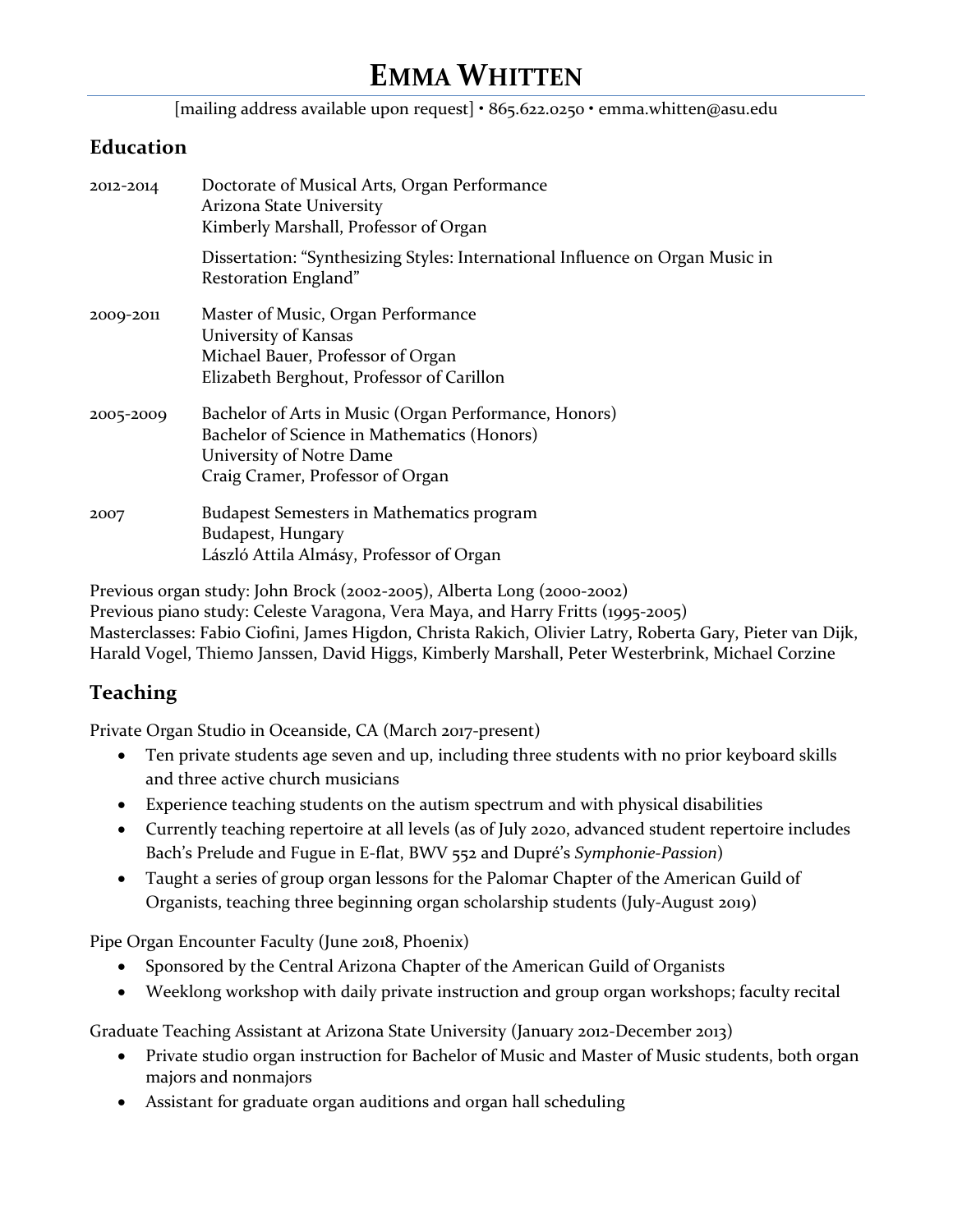# Emma Whitten

[mailing address available upon request] • 865.622.0250 • emma.whitten@asu.edu

## Education

2012-2014 Doctorate of Musical Arts, Organ Performance
Arizona State University
Kimberly Marshall, Professor of Organ

Dissertation: "Synthesizing Styles: International Influence on Organ Music in Restoration England"

2009-2011 Master of Music, Organ Performance
University of Kansas
Michael Bauer, Professor of Organ
Elizabeth Berghout, Professor of Carillon

2005-2009 Bachelor of Arts in Music (Organ Performance, Honors)
Bachelor of Science in Mathematics (Honors)
University of Notre Dame
Craig Cramer, Professor of Organ

2007 Budapest Semesters in Mathematics program
Budapest, Hungary
László Attila Almásy, Professor of Organ

Previous organ study: John Brock (2002-2005), Alberta Long (2000-2002)
Previous piano study: Celeste Varagona, Vera Maya, and Harry Fritts (1995-2005)
Masterclasses: Fabio Ciofini, James Higdon, Christa Rakich, Olivier Latry, Roberta Gary, Pieter van Dijk, Harald Vogel, Thiemo Janssen, David Higgs, Kimberly Marshall, Peter Westerbrink, Michael Corzine

## Teaching

Private Organ Studio in Oceanside, CA (March 2017-present)

- Ten private students age seven and up, including three students with no prior keyboard skills and three active church musicians
- Experience teaching students on the autism spectrum and with physical disabilities
- Currently teaching repertoire at all levels (as of July 2020, advanced student repertoire includes Bach's Prelude and Fugue in E-flat, BWV 552 and Dupré's *Symphonie-Passion*)
- Taught a series of group organ lessons for the Palomar Chapter of the American Guild of Organists, teaching three beginning organ scholarship students (July-August 2019)

Pipe Organ Encounter Faculty (June 2018, Phoenix)

- Sponsored by the Central Arizona Chapter of the American Guild of Organists
- Weeklong workshop with daily private instruction and group organ workshops; faculty recital

Graduate Teaching Assistant at Arizona State University (January 2012-December 2013)

- Private studio organ instruction for Bachelor of Music and Master of Music students, both organ majors and nonmajors
- Assistant for graduate organ auditions and organ hall scheduling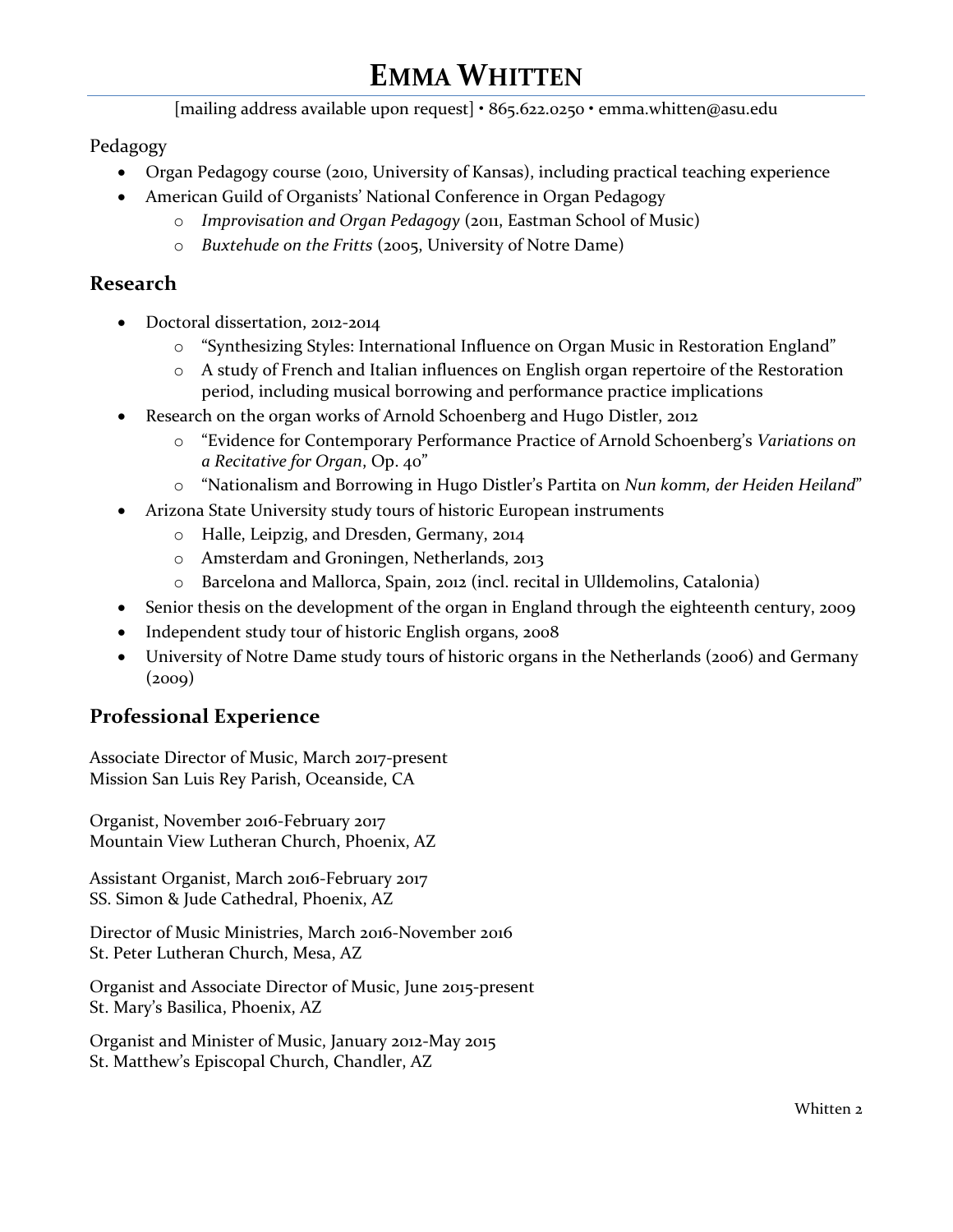# EMMA WHITTEN

[mailing address available upon request] • 865.622.0250 • emma.whitten@asu.edu

Pedagogy

- Organ Pedagogy course (2010, University of Kansas), including practical teaching experience
- American Guild of Organists' National Conference in Organ Pedagogy
  - *Improvisation and Organ Pedagogy* (2011, Eastman School of Music)
  - *Buxtehude on the Fritts* (2005, University of Notre Dame)

## Research

- Doctoral dissertation, 2012-2014
  - "Synthesizing Styles: International Influence on Organ Music in Restoration England"
  - A study of French and Italian influences on English organ repertoire of the Restoration period, including musical borrowing and performance practice implications
- Research on the organ works of Arnold Schoenberg and Hugo Distler, 2012
  - "Evidence for Contemporary Performance Practice of Arnold Schoenberg's *Variations on a Recitative for Organ*, Op. 40"
  - "Nationalism and Borrowing in Hugo Distler's Partita on *Nun komm, der Heiden Heiland*"
- Arizona State University study tours of historic European instruments
  - Halle, Leipzig, and Dresden, Germany, 2014
  - Amsterdam and Groningen, Netherlands, 2013
  - Barcelona and Mallorca, Spain, 2012 (incl. recital in Ulldemolins, Catalonia)
- Senior thesis on the development of the organ in England through the eighteenth century, 2009
- Independent study tour of historic English organs, 2008
- University of Notre Dame study tours of historic organs in the Netherlands (2006) and Germany (2009)

## Professional Experience

Associate Director of Music, March 2017-present
Mission San Luis Rey Parish, Oceanside, CA

Organist, November 2016-February 2017
Mountain View Lutheran Church, Phoenix, AZ

Assistant Organist, March 2016-February 2017
SS. Simon & Jude Cathedral, Phoenix, AZ

Director of Music Ministries, March 2016-November 2016
St. Peter Lutheran Church, Mesa, AZ

Organist and Associate Director of Music, June 2015-present
St. Mary's Basilica, Phoenix, AZ

Organist and Minister of Music, January 2012-May 2015
St. Matthew's Episcopal Church, Chandler, AZ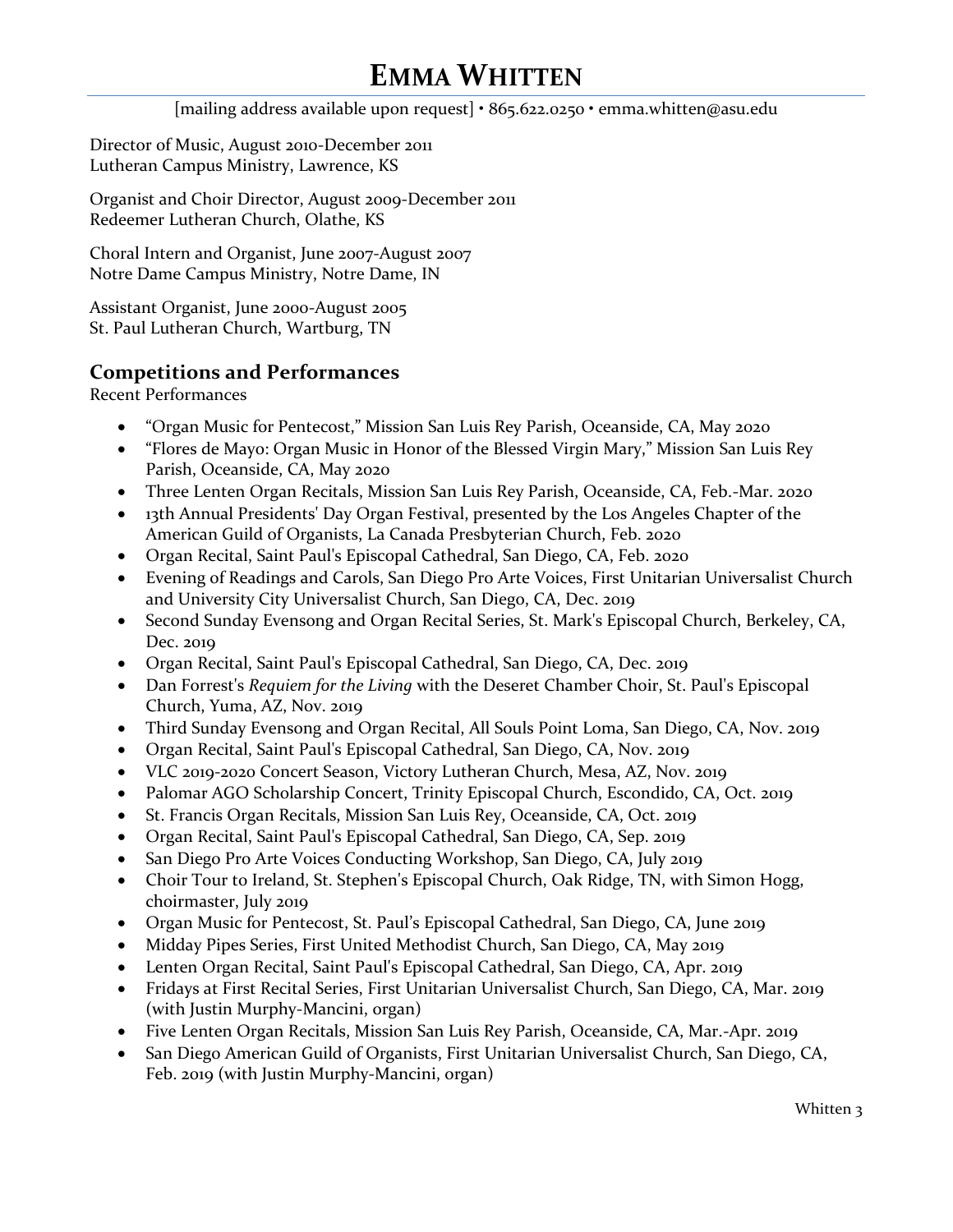# Emma Whitten

[mailing address available upon request] • 865.622.0250 • emma.whitten@asu.edu

Director of Music, August 2010-December 2011
Lutheran Campus Ministry, Lawrence, KS

Organist and Choir Director, August 2009-December 2011
Redeemer Lutheran Church, Olathe, KS

Choral Intern and Organist, June 2007-August 2007
Notre Dame Campus Ministry, Notre Dame, IN

Assistant Organist, June 2000-August 2005
St. Paul Lutheran Church, Wartburg, TN

## Competitions and Performances

Recent Performances

- "Organ Music for Pentecost," Mission San Luis Rey Parish, Oceanside, CA, May 2020
- "Flores de Mayo: Organ Music in Honor of the Blessed Virgin Mary," Mission San Luis Rey Parish, Oceanside, CA, May 2020
- Three Lenten Organ Recitals, Mission San Luis Rey Parish, Oceanside, CA, Feb.-Mar. 2020
- 13th Annual Presidents' Day Organ Festival, presented by the Los Angeles Chapter of the American Guild of Organists, La Canada Presbyterian Church, Feb. 2020
- Organ Recital, Saint Paul's Episcopal Cathedral, San Diego, CA, Feb. 2020
- Evening of Readings and Carols, San Diego Pro Arte Voices, First Unitarian Universalist Church and University City Universalist Church, San Diego, CA, Dec. 2019
- Second Sunday Evensong and Organ Recital Series, St. Mark's Episcopal Church, Berkeley, CA, Dec. 2019
- Organ Recital, Saint Paul's Episcopal Cathedral, San Diego, CA, Dec. 2019
- Dan Forrest's *Requiem for the Living* with the Deseret Chamber Choir, St. Paul's Episcopal Church, Yuma, AZ, Nov. 2019
- Third Sunday Evensong and Organ Recital, All Souls Point Loma, San Diego, CA, Nov. 2019
- Organ Recital, Saint Paul's Episcopal Cathedral, San Diego, CA, Nov. 2019
- VLC 2019-2020 Concert Season, Victory Lutheran Church, Mesa, AZ, Nov. 2019
- Palomar AGO Scholarship Concert, Trinity Episcopal Church, Escondido, CA, Oct. 2019
- St. Francis Organ Recitals, Mission San Luis Rey, Oceanside, CA, Oct. 2019
- Organ Recital, Saint Paul's Episcopal Cathedral, San Diego, CA, Sep. 2019
- San Diego Pro Arte Voices Conducting Workshop, San Diego, CA, July 2019
- Choir Tour to Ireland, St. Stephen's Episcopal Church, Oak Ridge, TN, with Simon Hogg, choirmaster, July 2019
- Organ Music for Pentecost, St. Paul's Episcopal Cathedral, San Diego, CA, June 2019
- Midday Pipes Series, First United Methodist Church, San Diego, CA, May 2019
- Lenten Organ Recital, Saint Paul's Episcopal Cathedral, San Diego, CA, Apr. 2019
- Fridays at First Recital Series, First Unitarian Universalist Church, San Diego, CA, Mar. 2019 (with Justin Murphy-Mancini, organ)
- Five Lenten Organ Recitals, Mission San Luis Rey Parish, Oceanside, CA, Mar.-Apr. 2019
- San Diego American Guild of Organists, First Unitarian Universalist Church, San Diego, CA, Feb. 2019 (with Justin Murphy-Mancini, organ)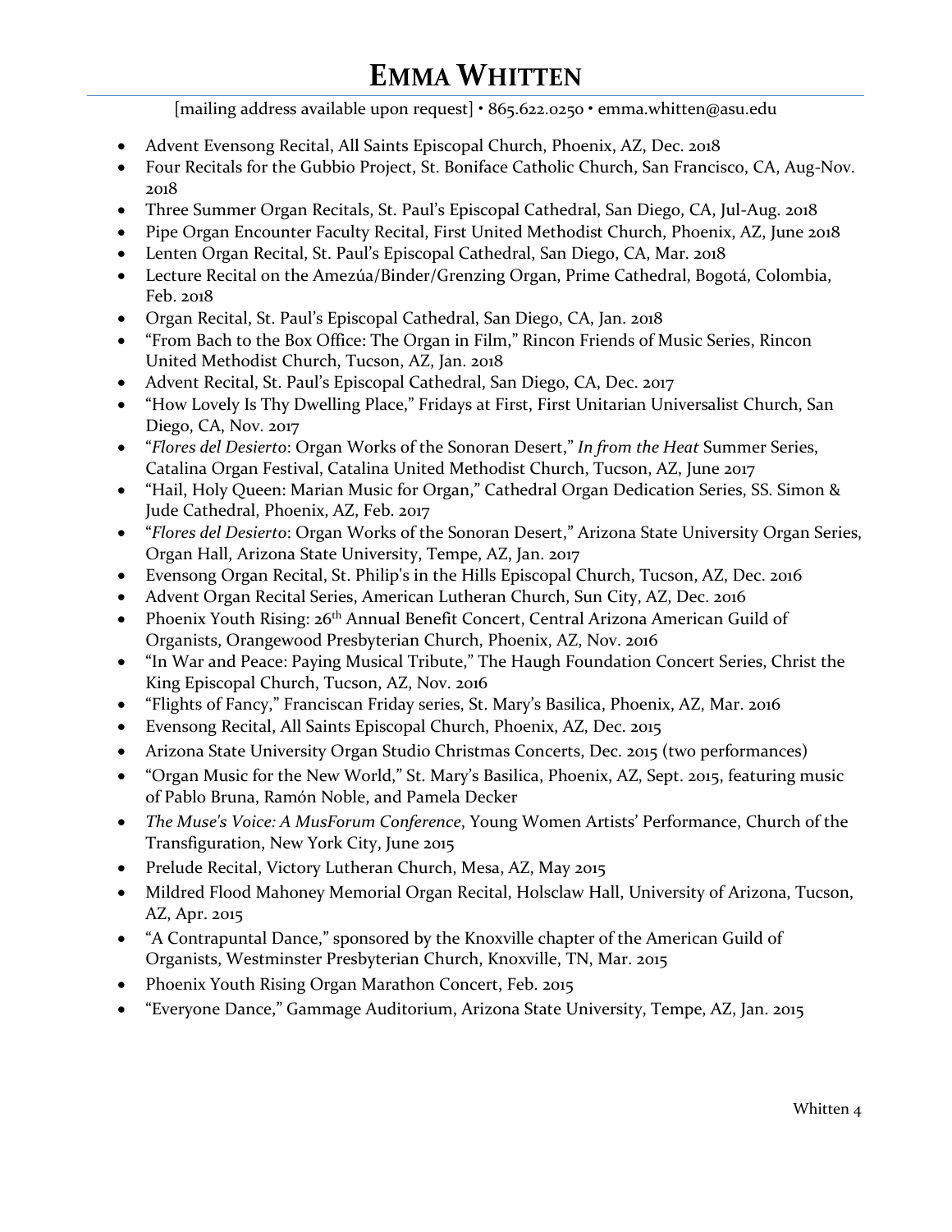# Emma Whitten

[mailing address available upon request] • 865.622.0250 • emma.whitten@asu.edu

- Advent Evensong Recital, All Saints Episcopal Church, Phoenix, AZ, Dec. 2018
- Four Recitals for the Gubbio Project, St. Boniface Catholic Church, San Francisco, CA, Aug-Nov. 2018
- Three Summer Organ Recitals, St. Paul's Episcopal Cathedral, San Diego, CA, Jul-Aug. 2018
- Pipe Organ Encounter Faculty Recital, First United Methodist Church, Phoenix, AZ, June 2018
- Lenten Organ Recital, St. Paul's Episcopal Cathedral, San Diego, CA, Mar. 2018
- Lecture Recital on the Amezúa/Binder/Grenzing Organ, Prime Cathedral, Bogotá, Colombia, Feb. 2018
- Organ Recital, St. Paul's Episcopal Cathedral, San Diego, CA, Jan. 2018
- "From Bach to the Box Office: The Organ in Film," Rincon Friends of Music Series, Rincon United Methodist Church, Tucson, AZ, Jan. 2018
- Advent Recital, St. Paul's Episcopal Cathedral, San Diego, CA, Dec. 2017
- "How Lovely Is Thy Dwelling Place," Fridays at First, First Unitarian Universalist Church, San Diego, CA, Nov. 2017
- "*Flores del Desierto*: Organ Works of the Sonoran Desert," *In from the Heat* Summer Series, Catalina Organ Festival, Catalina United Methodist Church, Tucson, AZ, June 2017
- "Hail, Holy Queen: Marian Music for Organ," Cathedral Organ Dedication Series, SS. Simon & Jude Cathedral, Phoenix, AZ, Feb. 2017
- "*Flores del Desierto*: Organ Works of the Sonoran Desert," Arizona State University Organ Series, Organ Hall, Arizona State University, Tempe, AZ, Jan. 2017
- Evensong Organ Recital, St. Philip's in the Hills Episcopal Church, Tucson, AZ, Dec. 2016
- Advent Organ Recital Series, American Lutheran Church, Sun City, AZ, Dec. 2016
- Phoenix Youth Rising: 26th Annual Benefit Concert, Central Arizona American Guild of Organists, Orangewood Presbyterian Church, Phoenix, AZ, Nov. 2016
- "In War and Peace: Paying Musical Tribute," The Haugh Foundation Concert Series, Christ the King Episcopal Church, Tucson, AZ, Nov. 2016
- "Flights of Fancy," Franciscan Friday series, St. Mary's Basilica, Phoenix, AZ, Mar. 2016
- Evensong Recital, All Saints Episcopal Church, Phoenix, AZ, Dec. 2015
- Arizona State University Organ Studio Christmas Concerts, Dec. 2015 (two performances)
- "Organ Music for the New World," St. Mary's Basilica, Phoenix, AZ, Sept. 2015, featuring music of Pablo Bruna, Ramón Noble, and Pamela Decker
- *The Muse's Voice: A MusForum Conference*, Young Women Artists' Performance, Church of the Transfiguration, New York City, June 2015
- Prelude Recital, Victory Lutheran Church, Mesa, AZ, May 2015
- Mildred Flood Mahoney Memorial Organ Recital, Holsclaw Hall, University of Arizona, Tucson, AZ, Apr. 2015
- "A Contrapuntal Dance," sponsored by the Knoxville chapter of the American Guild of Organists, Westminster Presbyterian Church, Knoxville, TN, Mar. 2015
- Phoenix Youth Rising Organ Marathon Concert, Feb. 2015
- "Everyone Dance," Gammage Auditorium, Arizona State University, Tempe, AZ, Jan. 2015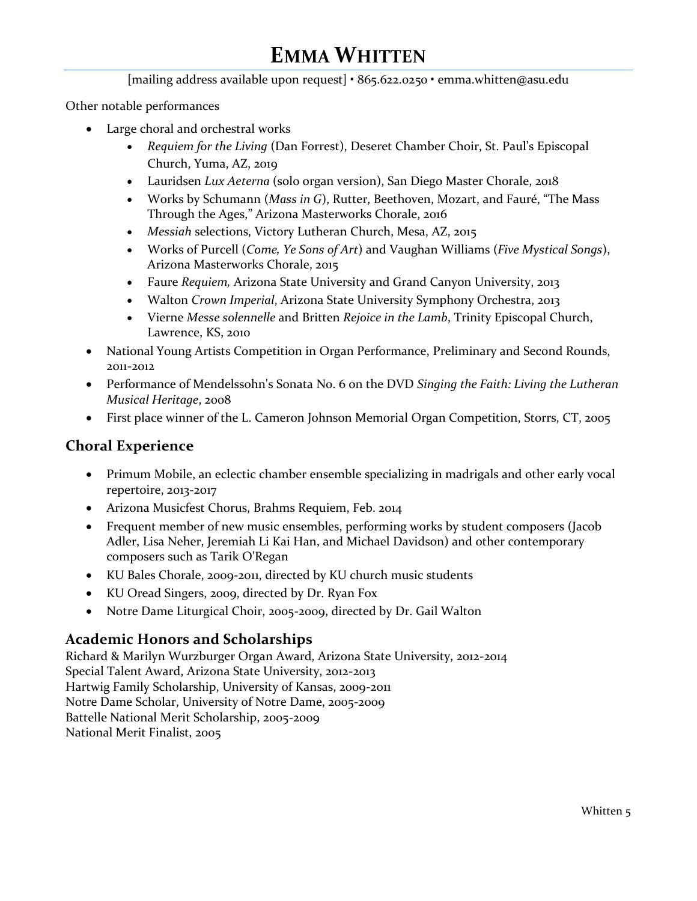# EMMA WHITTEN

[mailing address available upon request] • 865.622.0250 • emma.whitten@asu.edu

Other notable performances

- Large choral and orchestral works
  - *Requiem for the Living* (Dan Forrest), Deseret Chamber Choir, St. Paul's Episcopal Church, Yuma, AZ, 2019
  - Lauridsen *Lux Aeterna* (solo organ version), San Diego Master Chorale, 2018
  - Works by Schumann (*Mass in G*), Rutter, Beethoven, Mozart, and Fauré, "The Mass Through the Ages," Arizona Masterworks Chorale, 2016
  - *Messiah* selections, Victory Lutheran Church, Mesa, AZ, 2015
  - Works of Purcell (*Come, Ye Sons of Art*) and Vaughan Williams (*Five Mystical Songs*), Arizona Masterworks Chorale, 2015
  - Faure *Requiem,* Arizona State University and Grand Canyon University, 2013
  - Walton *Crown Imperial*, Arizona State University Symphony Orchestra, 2013
  - Vierne *Messe solennelle* and Britten *Rejoice in the Lamb*, Trinity Episcopal Church, Lawrence, KS, 2010
- National Young Artists Competition in Organ Performance, Preliminary and Second Rounds, 2011-2012
- Performance of Mendelssohn's Sonata No. 6 on the DVD *Singing the Faith: Living the Lutheran Musical Heritage*, 2008
- First place winner of the L. Cameron Johnson Memorial Organ Competition, Storrs, CT, 2005

## Choral Experience

- Primum Mobile, an eclectic chamber ensemble specializing in madrigals and other early vocal repertoire, 2013-2017
- Arizona Musicfest Chorus, Brahms Requiem, Feb. 2014
- Frequent member of new music ensembles, performing works by student composers (Jacob Adler, Lisa Neher, Jeremiah Li Kai Han, and Michael Davidson) and other contemporary composers such as Tarik O'Regan
- KU Bales Chorale, 2009-2011, directed by KU church music students
- KU Oread Singers, 2009, directed by Dr. Ryan Fox
- Notre Dame Liturgical Choir, 2005-2009, directed by Dr. Gail Walton

## Academic Honors and Scholarships

Richard & Marilyn Wurzburger Organ Award, Arizona State University, 2012-2014
Special Talent Award, Arizona State University, 2012-2013
Hartwig Family Scholarship, University of Kansas, 2009-2011
Notre Dame Scholar, University of Notre Dame, 2005-2009
Battelle National Merit Scholarship, 2005-2009
National Merit Finalist, 2005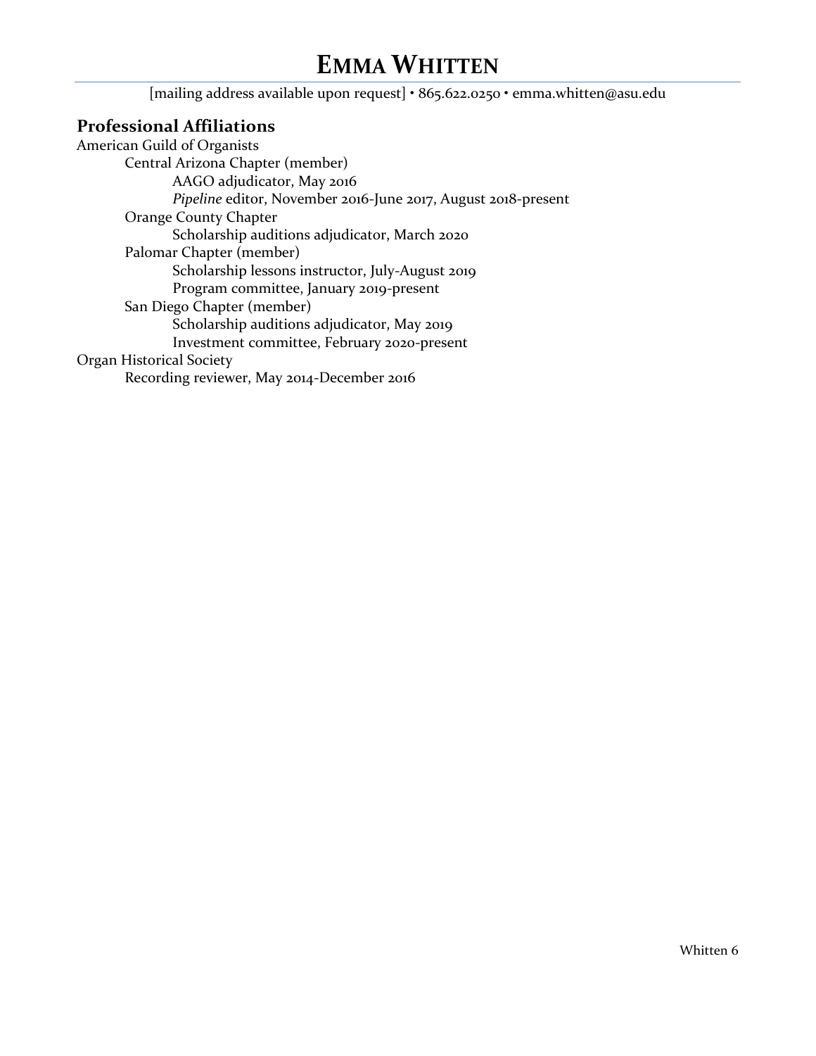# EMMA WHITTEN

[mailing address available upon request] • 865.622.0250 • emma.whitten@asu.edu

## Professional Affiliations

- American Guild of Organists
  - Central Arizona Chapter (member)
    - AAGO adjudicator, May 2016
    - *Pipeline* editor, November 2016-June 2017, August 2018-present
  - Orange County Chapter
    - Scholarship auditions adjudicator, March 2020
  - Palomar Chapter (member)
    - Scholarship lessons instructor, July-August 2019
    - Program committee, January 2019-present
  - San Diego Chapter (member)
    - Scholarship auditions adjudicator, May 2019
    - Investment committee, February 2020-present
- Organ Historical Society
  - Recording reviewer, May 2014-December 2016